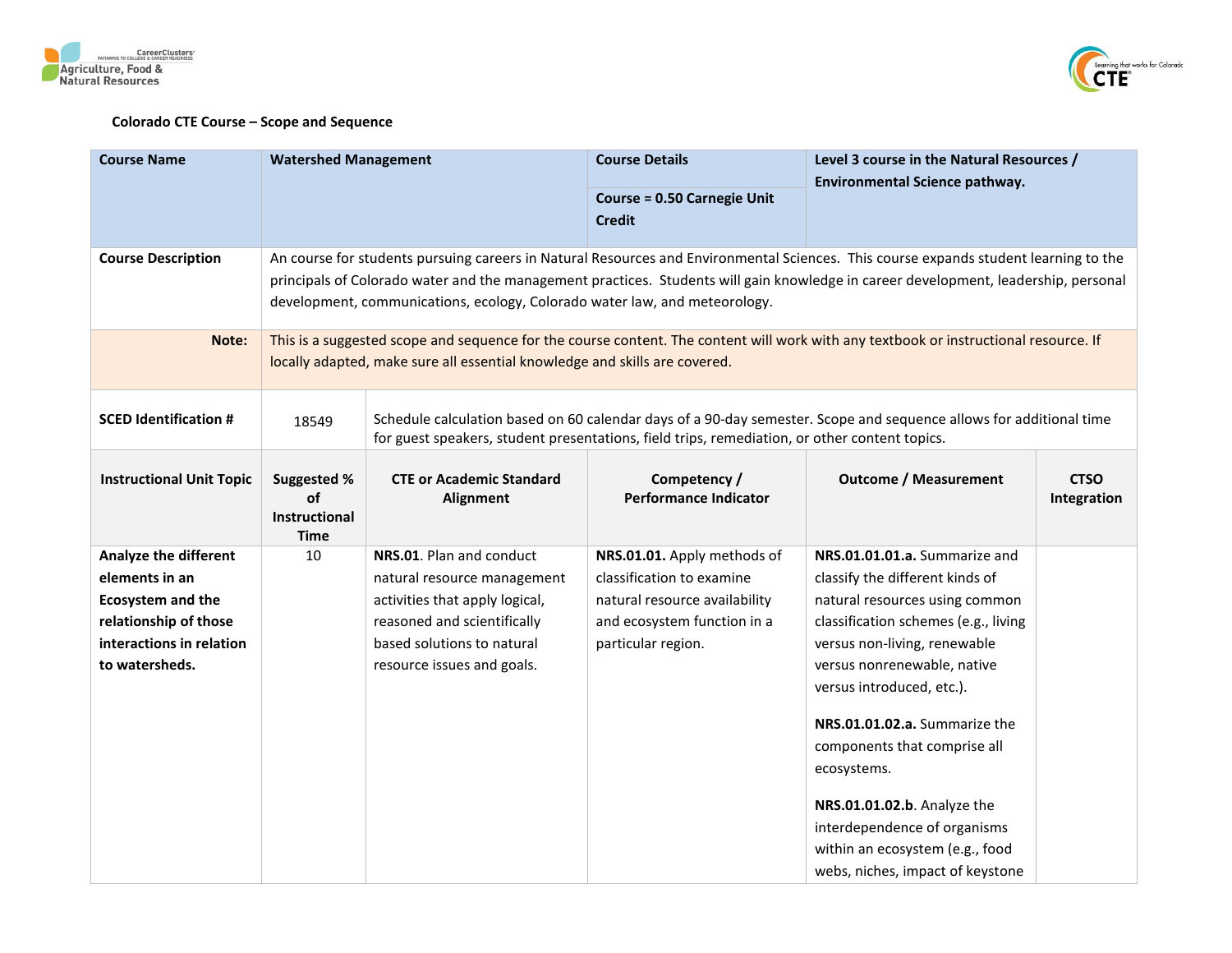**Colorado CTE Course – Scope and Sequence**

| Course Name | Watershed Management | | Course Details<br><br>Course = 0.50 Carnegie Unit Credit | Level 3 course in the Natural Resources / Environmental Science pathway. | |
|---|---|---|---|---|---|
| Course Description | An course for students pursuing careers in Natural Resources and Environmental Sciences. This course expands student learning to the principals of Colorado water and the management practices. Students will gain knowledge in career development, leadership, personal development, communications, ecology, Colorado water law, and meteorology. | | | | |
| Note: | This is a suggested scope and sequence for the course content. The content will work with any textbook or instructional resource. If locally adapted, make sure all essential knowledge and skills are covered. | | | | |
| SCED Identification # | 18549 | Schedule calculation based on 60 calendar days of a 90-day semester. Scope and sequence allows for additional time for guest speakers, student presentations, field trips, remediation, or other content topics. | | | |
| **Instructional Unit Topic** | **Suggested % of Instructional Time** | **CTE or Academic Standard Alignment** | **Competency / Performance Indicator** | **Outcome / Measurement** | **CTSO Integration** |
| **Analyze the different elements in an Ecosystem and the relationship of those interactions in relation to watersheds.** | 10 | **NRS.01**. Plan and conduct natural resource management activities that apply logical, reasoned and scientifically based solutions to natural resource issues and goals. | **NRS.01.01.** Apply methods of classification to examine natural resource availability and ecosystem function in a particular region. | **NRS.01.01.01.a.** Summarize and classify the different kinds of natural resources using common classification schemes (e.g., living versus non-living, renewable versus nonrenewable, native versus introduced, etc.).<br><br>**NRS.01.01.02.a.** Summarize the components that comprise all ecosystems.<br><br>**NRS.01.01.02.b**. Analyze the interdependence of organisms within an ecosystem (e.g., food webs, niches, impact of keystone | |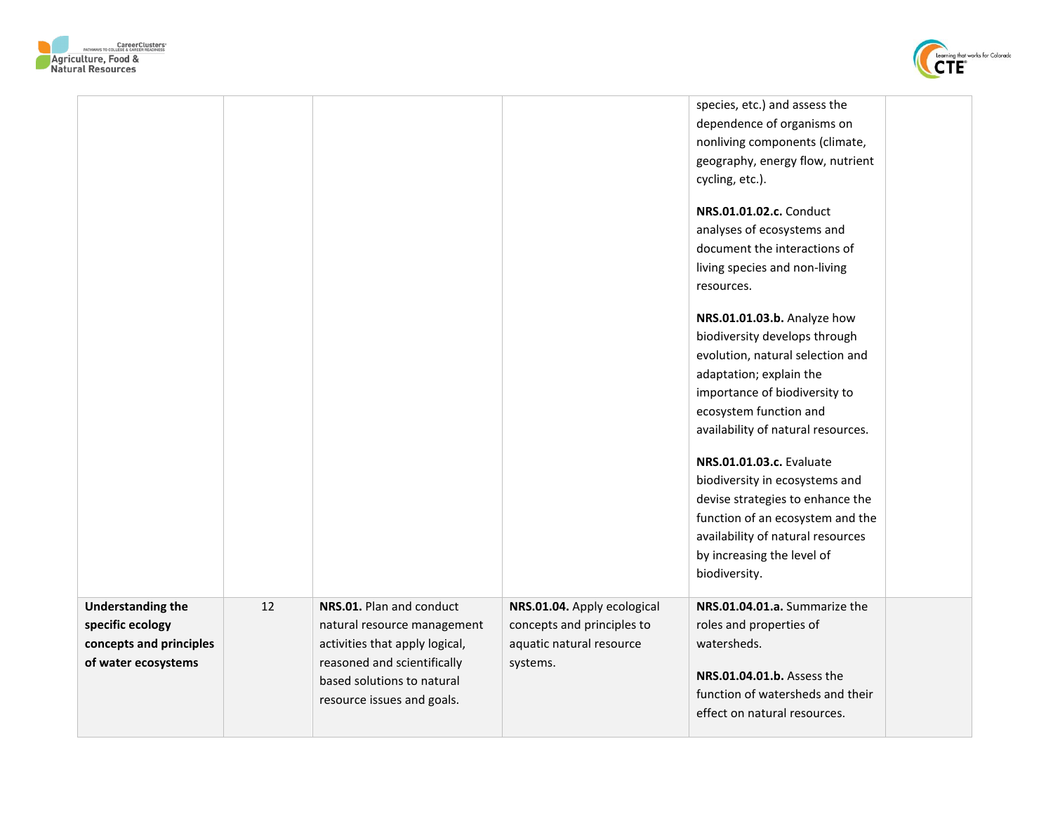| | | | | | |
|---|---|---|---|---|---|
| | | | | species, etc.) and assess the dependence of organisms on nonliving components (climate, geography, energy flow, nutrient cycling, etc.).<br><br>**NRS.01.01.02.c.** Conduct analyses of ecosystems and document the interactions of living species and non-living resources.<br><br>**NRS.01.01.03.b.** Analyze how biodiversity develops through evolution, natural selection and adaptation; explain the importance of biodiversity to ecosystem function and availability of natural resources.<br><br>**NRS.01.01.03.c.** Evaluate biodiversity in ecosystems and devise strategies to enhance the function of an ecosystem and the availability of natural resources by increasing the level of biodiversity. | |
| **Understanding the specific ecology concepts and principles of water ecosystems** | 12 | **NRS.01.** Plan and conduct natural resource management activities that apply logical, reasoned and scientifically based solutions to natural resource issues and goals. | **NRS.01.04.** Apply ecological concepts and principles to aquatic natural resource systems. | **NRS.01.04.01.a.** Summarize the roles and properties of watersheds.<br><br>**NRS.01.04.01.b.** Assess the function of watersheds and their effect on natural resources. | |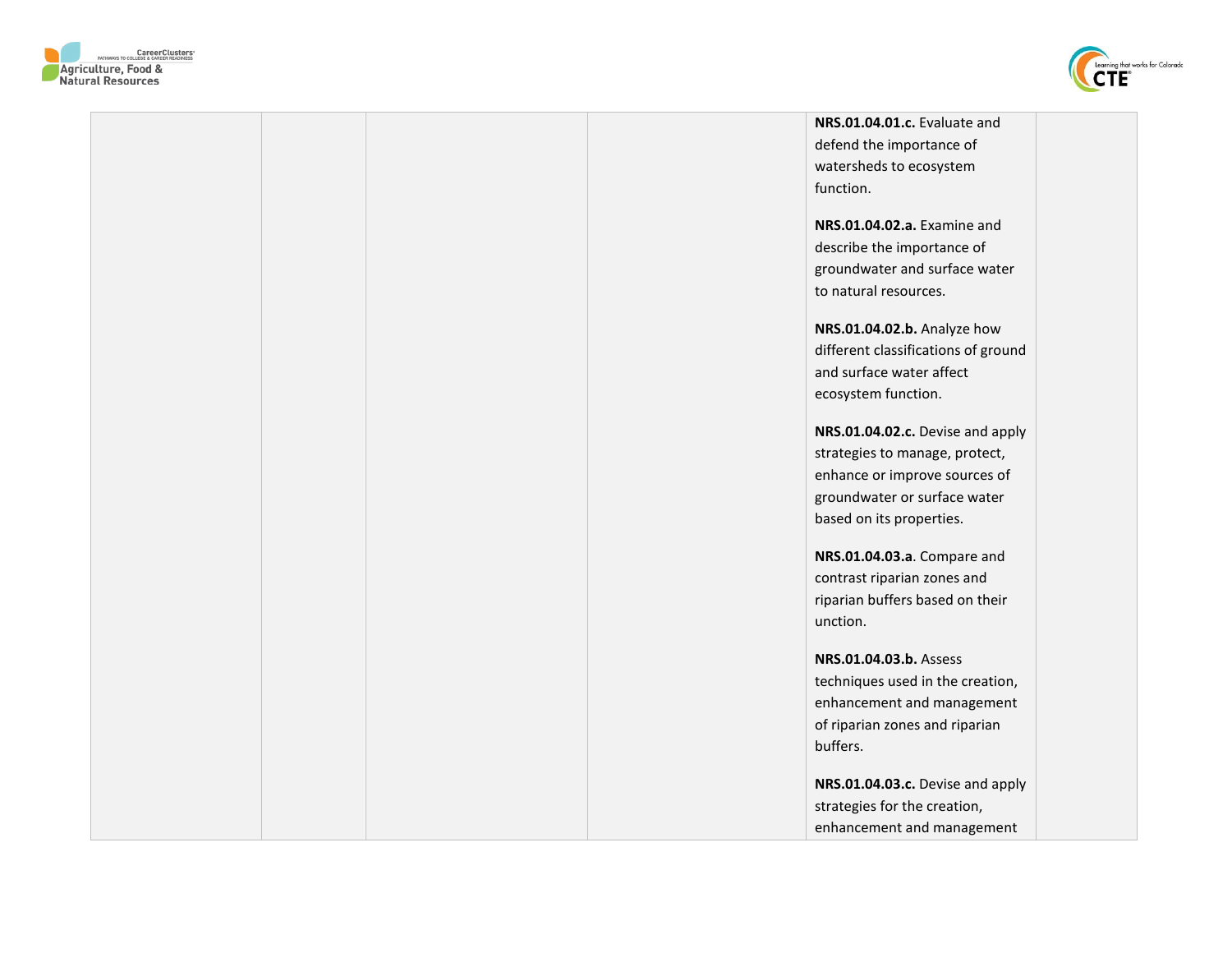| | | | | | |
|---|---|---|---|---|---|
| | | | | **NRS.01.04.01.c.** Evaluate and defend the importance of watersheds to ecosystem function.<br><br>**NRS.01.04.02.a.** Examine and describe the importance of groundwater and surface water to natural resources.<br><br>**NRS.01.04.02.b.** Analyze how different classifications of ground and surface water affect ecosystem function.<br><br>**NRS.01.04.02.c.** Devise and apply strategies to manage, protect, enhance or improve sources of groundwater or surface water based on its properties.<br><br>**NRS.01.04.03.a**. Compare and contrast riparian zones and riparian buffers based on their unction.<br><br>**NRS.01.04.03.b.** Assess techniques used in the creation, enhancement and management of riparian zones and riparian buffers.<br><br>**NRS.01.04.03.c.** Devise and apply strategies for the creation, enhancement and management | |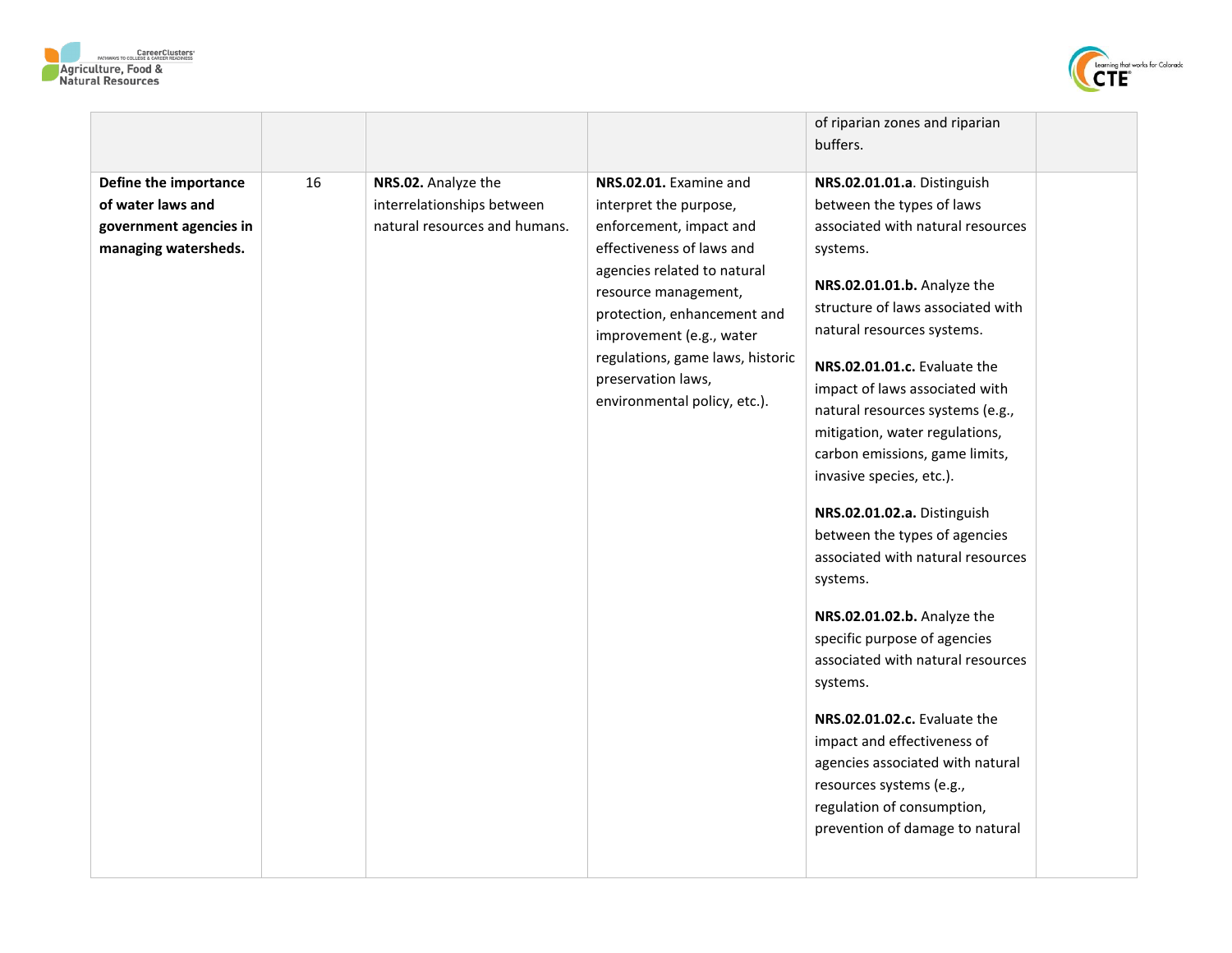| | | | | | |
|---|---|---|---|---|---|
| | | | | of riparian zones and riparian buffers. | |
| **Define the importance of water laws and government agencies in managing watersheds.** | 16 | **NRS.02.** Analyze the interrelationships between natural resources and humans. | **NRS.02.01.** Examine and interpret the purpose, enforcement, impact and effectiveness of laws and agencies related to natural resource management, protection, enhancement and improvement (e.g., water regulations, game laws, historic preservation laws, environmental policy, etc.). | **NRS.02.01.01.a**. Distinguish between the types of laws associated with natural resources systems.<br><br>**NRS.02.01.01.b.** Analyze the structure of laws associated with natural resources systems.<br><br>**NRS.02.01.01.c.** Evaluate the impact of laws associated with natural resources systems (e.g., mitigation, water regulations, carbon emissions, game limits, invasive species, etc.).<br><br>**NRS.02.01.02.a.** Distinguish between the types of agencies associated with natural resources systems.<br><br>**NRS.02.01.02.b.** Analyze the specific purpose of agencies associated with natural resources systems.<br><br>**NRS.02.01.02.c.** Evaluate the impact and effectiveness of agencies associated with natural resources systems (e.g., regulation of consumption, prevention of damage to natural | |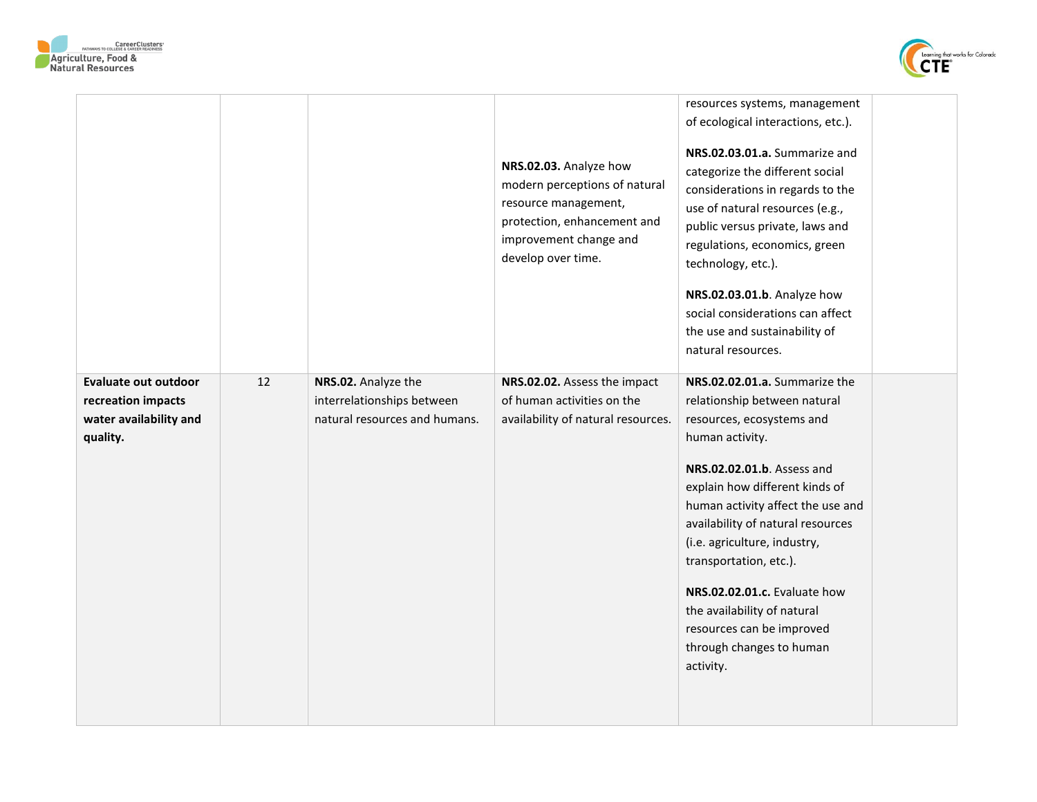| | | | | | |
|---|---|---|---|---|---|
| | | | **NRS.02.03.** Analyze how modern perceptions of natural resource management, protection, enhancement and improvement change and develop over time. | resources systems, management of ecological interactions, etc.).<br><br>**NRS.02.03.01.a.** Summarize and categorize the different social considerations in regards to the use of natural resources (e.g., public versus private, laws and regulations, economics, green technology, etc.).<br><br>**NRS.02.03.01.b**. Analyze how social considerations can affect the use and sustainability of natural resources. | |
| **Evaluate out outdoor recreation impacts water availability and quality.** | 12 | **NRS.02.** Analyze the interrelationships between natural resources and humans. | **NRS.02.02.** Assess the impact of human activities on the availability of natural resources. | **NRS.02.02.01.a.** Summarize the relationship between natural resources, ecosystems and human activity.<br><br>**NRS.02.02.01.b**. Assess and explain how different kinds of human activity affect the use and availability of natural resources (i.e. agriculture, industry, transportation, etc.).<br><br>**NRS.02.02.01.c.** Evaluate how the availability of natural resources can be improved through changes to human activity. | |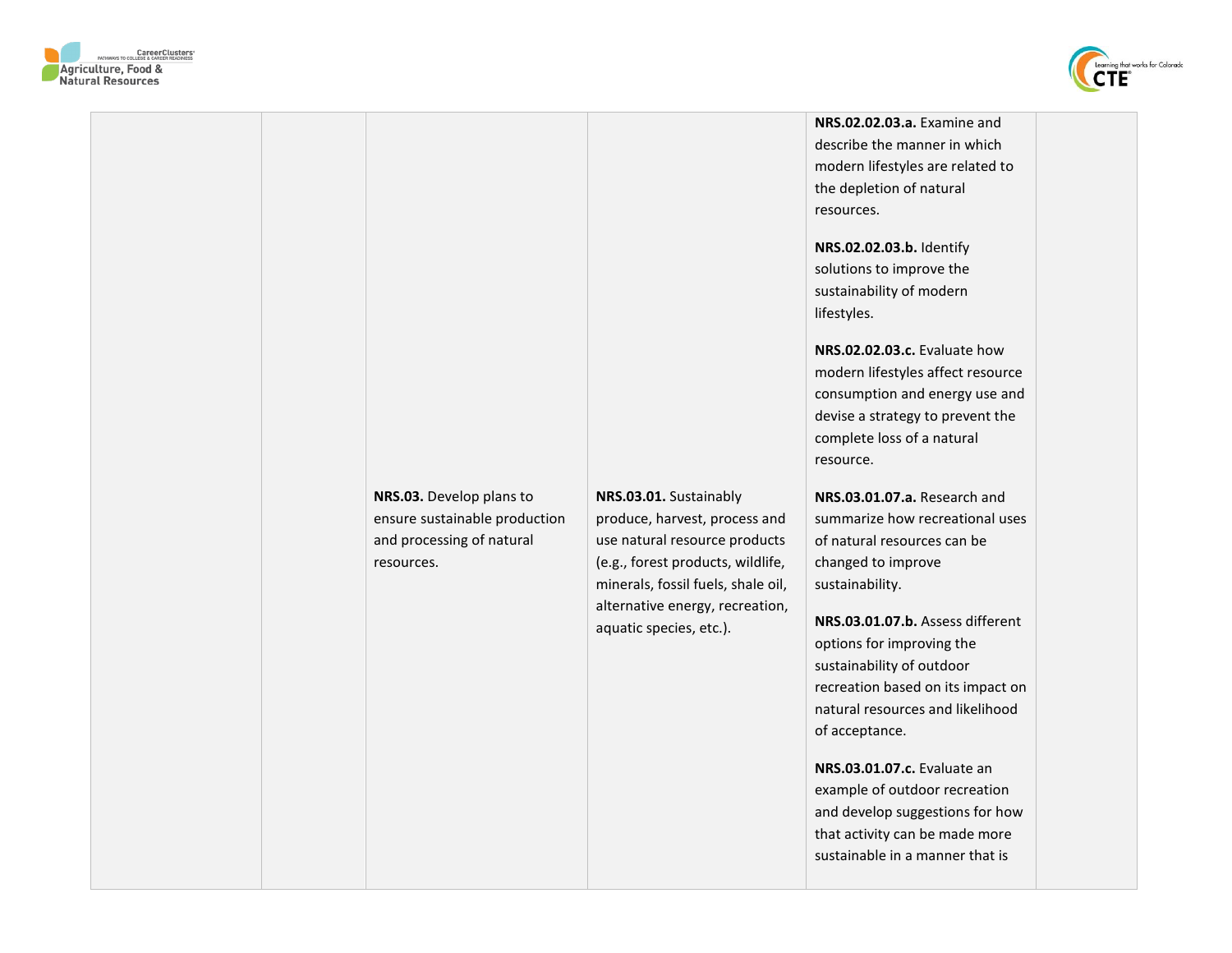| | | | | | |
|---|---|---|---|---|---|
| | | | | **NRS.02.02.03.a.** Examine and describe the manner in which modern lifestyles are related to the depletion of natural resources.<br><br>**NRS.02.02.03.b.** Identify solutions to improve the sustainability of modern lifestyles.<br><br>**NRS.02.02.03.c.** Evaluate how modern lifestyles affect resource consumption and energy use and devise a strategy to prevent the complete loss of a natural resource. | |
| | | **NRS.03.** Develop plans to ensure sustainable production and processing of natural resources. | **NRS.03.01.** Sustainably produce, harvest, process and use natural resource products (e.g., forest products, wildlife, minerals, fossil fuels, shale oil, alternative energy, recreation, aquatic species, etc.). | **NRS.03.01.07.a.** Research and summarize how recreational uses of natural resources can be changed to improve sustainability.<br><br>**NRS.03.01.07.b.** Assess different options for improving the sustainability of outdoor recreation based on its impact on natural resources and likelihood of acceptance.<br><br>**NRS.03.01.07.c.** Evaluate an example of outdoor recreation and develop suggestions for how that activity can be made more sustainable in a manner that is | |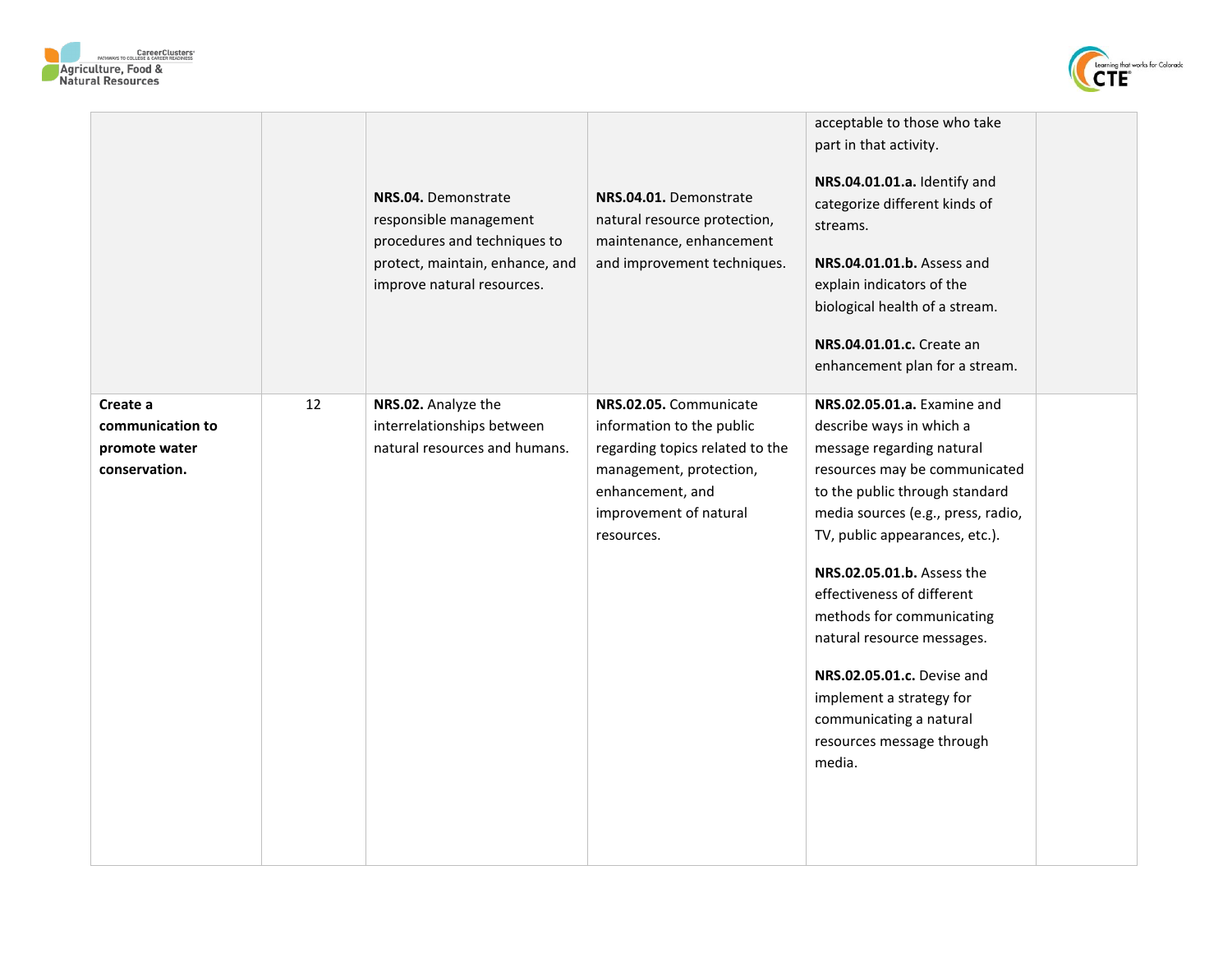| | | | | | |
|---|---|---|---|---|---|
| | | **NRS.04.** Demonstrate responsible management procedures and techniques to protect, maintain, enhance, and improve natural resources. | **NRS.04.01.** Demonstrate natural resource protection, maintenance, enhancement and improvement techniques. | acceptable to those who take part in that activity.<br><br>**NRS.04.01.01.a.** Identify and categorize different kinds of streams.<br><br>**NRS.04.01.01.b.** Assess and explain indicators of the biological health of a stream.<br><br>**NRS.04.01.01.c.** Create an enhancement plan for a stream. | |
| **Create a communication to promote water conservation.** | 12 | **NRS.02.** Analyze the interrelationships between natural resources and humans. | **NRS.02.05.** Communicate information to the public regarding topics related to the management, protection, enhancement, and improvement of natural resources. | **NRS.02.05.01.a.** Examine and describe ways in which a message regarding natural resources may be communicated to the public through standard media sources (e.g., press, radio, TV, public appearances, etc.).<br><br>**NRS.02.05.01.b.** Assess the effectiveness of different methods for communicating natural resource messages.<br><br>**NRS.02.05.01.c.** Devise and implement a strategy for communicating a natural resources message through media. | |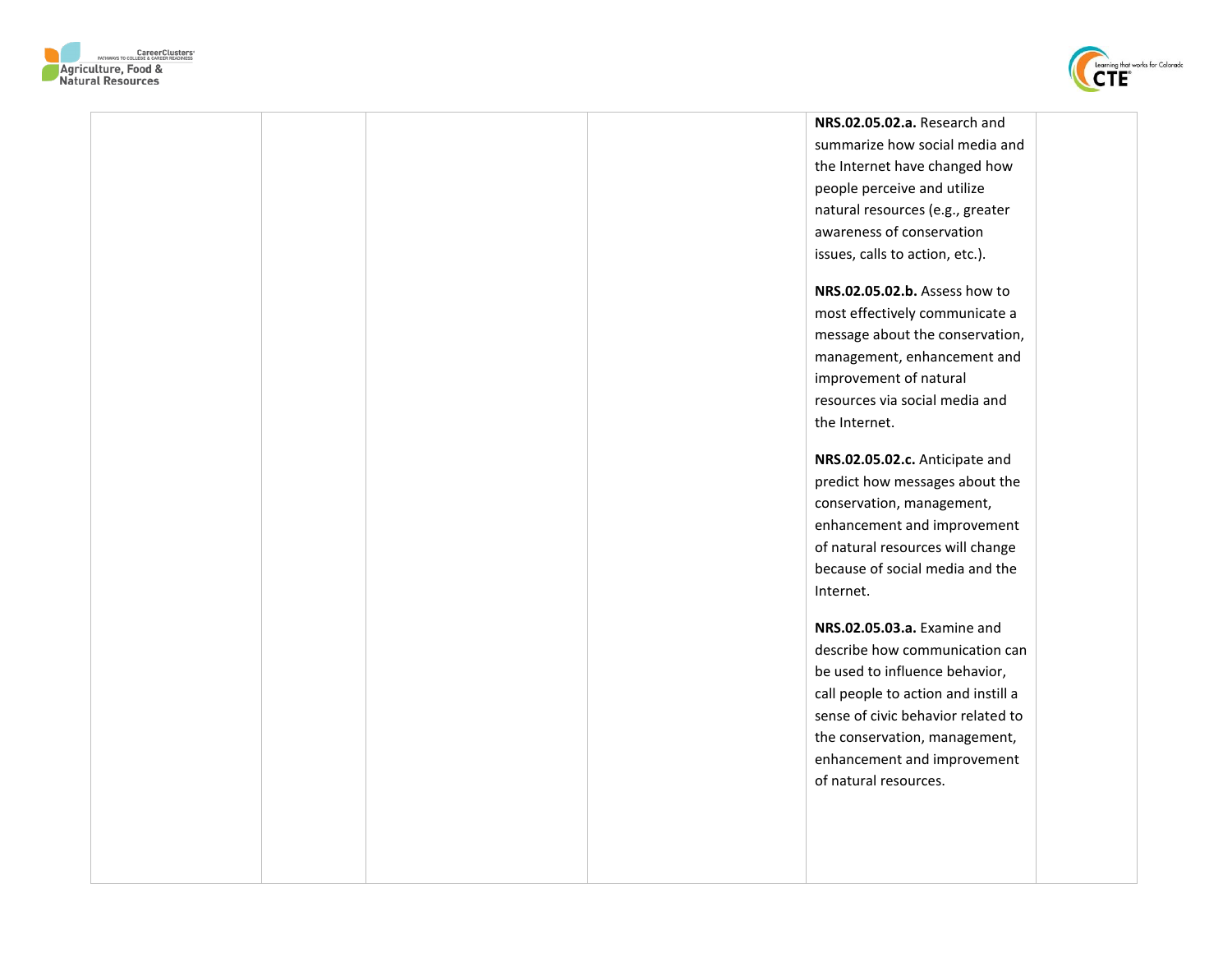| | | | | | |
|---|---|---|---|---|---|
| | | | | **NRS.02.05.02.a.** Research and summarize how social media and the Internet have changed how people perceive and utilize natural resources (e.g., greater awareness of conservation issues, calls to action, etc.).<br><br>**NRS.02.05.02.b.** Assess how to most effectively communicate a message about the conservation, management, enhancement and improvement of natural resources via social media and the Internet.<br><br>**NRS.02.05.02.c.** Anticipate and predict how messages about the conservation, management, enhancement and improvement of natural resources will change because of social media and the Internet.<br><br>**NRS.02.05.03.a.** Examine and describe how communication can be used to influence behavior, call people to action and instill a sense of civic behavior related to the conservation, management, enhancement and improvement of natural resources. | |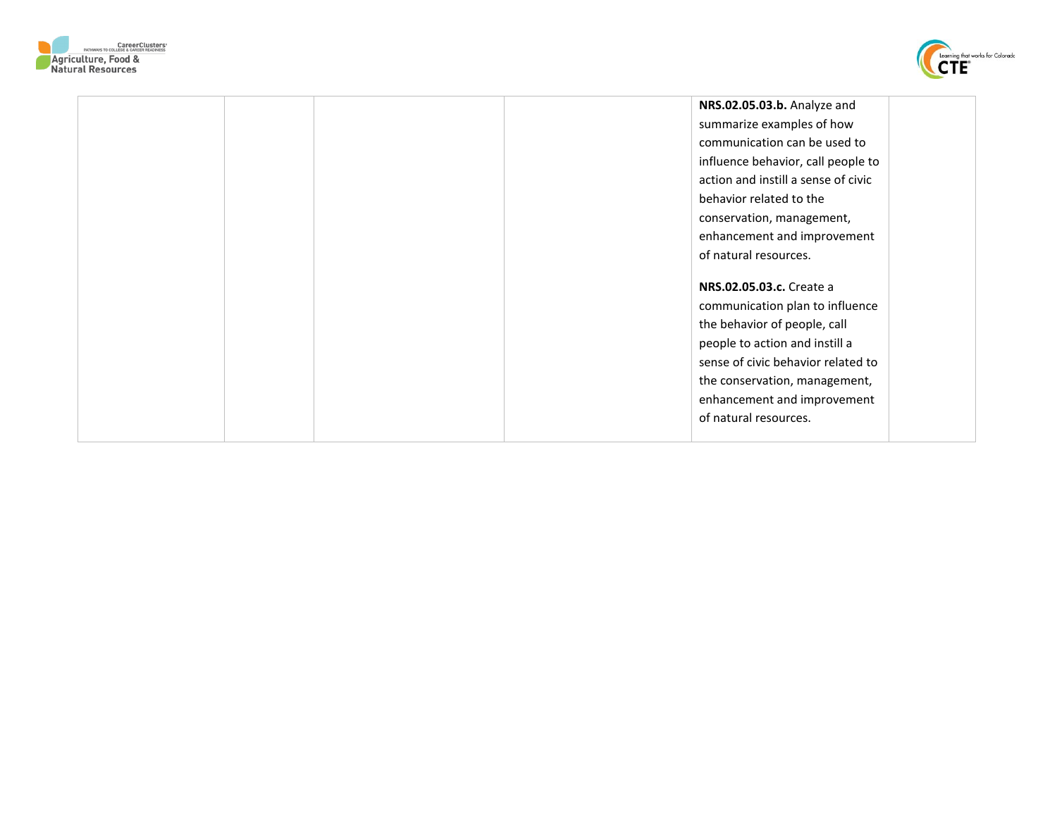| | | | | | |
|---|---|---|---|---|---|
| | | | | **NRS.02.05.03.b.** Analyze and summarize examples of how communication can be used to influence behavior, call people to action and instill a sense of civic behavior related to the conservation, management, enhancement and improvement of natural resources.<br><br>**NRS.02.05.03.c.** Create a communication plan to influence the behavior of people, call people to action and instill a sense of civic behavior related to the conservation, management, enhancement and improvement of natural resources. | |